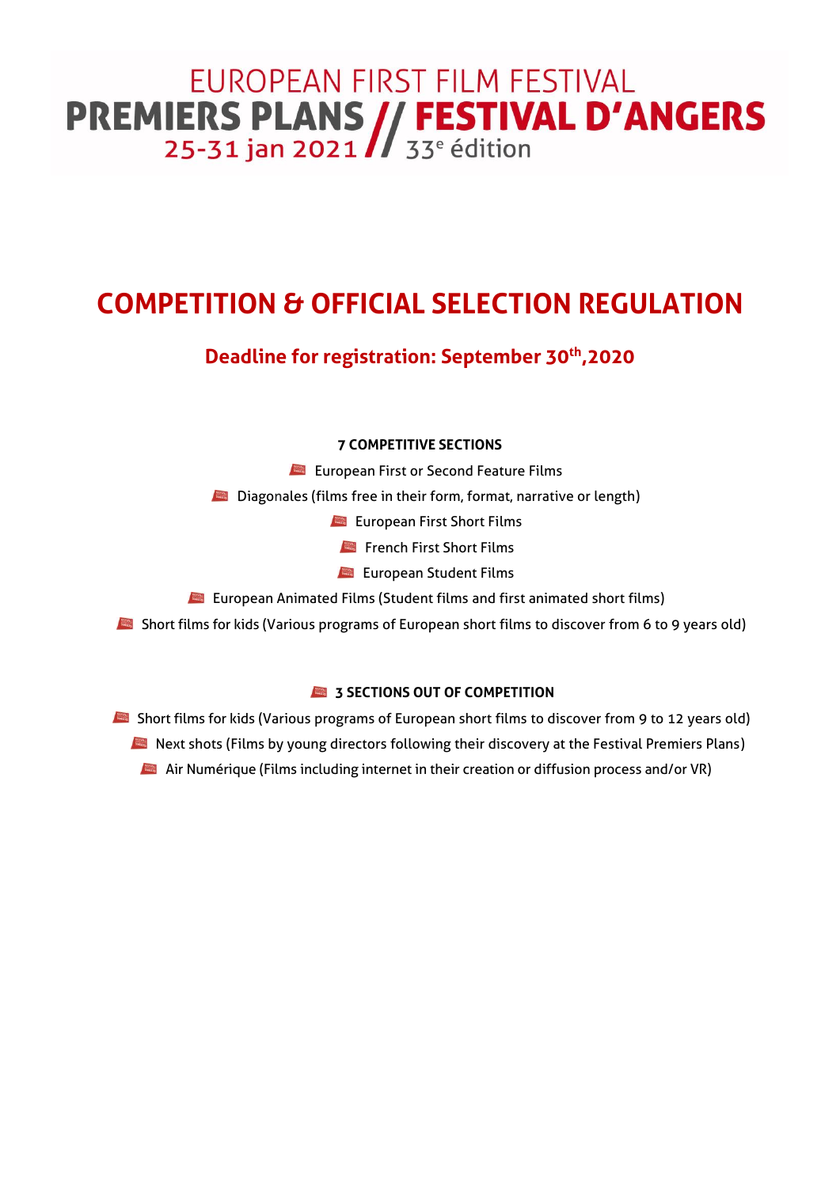EUROPEAN FIRST FILM FESTIVAL

**PREMIERS PLANS // FESTIVAL D'ANGERS**

25-31 jan 2021 // 33e édition

# COMPETITION & OFFICIAL SELECTION REGULATION

## Deadline for registration: September 30th,2020

**7 COMPETITIVE SECTIONS**

- European First or Second Feature Films
- Diagonales (films free in their form, format, narrative or length)
- European First Short Films
- French First Short Films
- European Student Films
- European Animated Films (Student films and first animated short films)
- Short films for kids (Various programs of European short films to discover from 6 to 9 years old)

**3 SECTIONS OUT OF COMPETITION**

- Short films for kids (Various programs of European short films to discover from 9 to 12 years old)
- Next shots (Films by young directors following their discovery at the Festival Premiers Plans)
- Air Numérique (Films including internet in their creation or diffusion process and/or VR)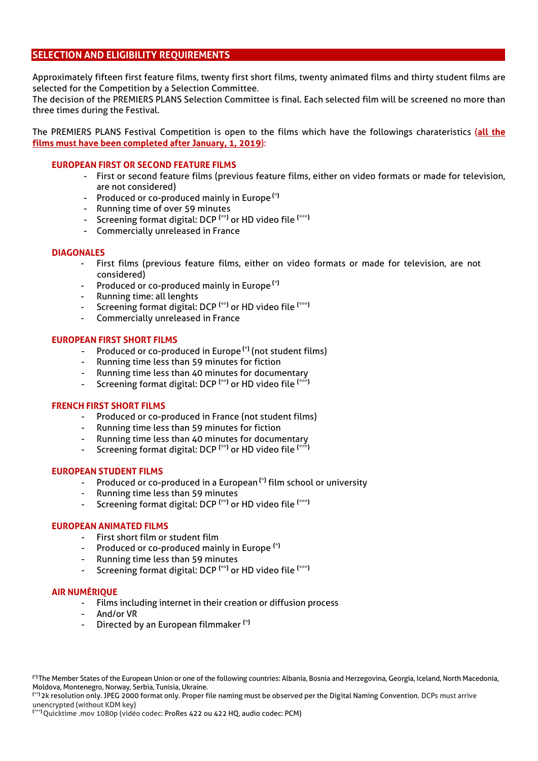## SELECTION AND ELIGIBILITY REQUIREMENTS

Approximately fifteen first feature films, twenty first short films, twenty animated films and thirty student films are selected for the Competition by a Selection Committee.
The decision of the PREMIERS PLANS Selection Committee is final. Each selected film will be screened no more than three times during the Festival.

The PREMIERS PLANS Festival Competition is open to the films which have the followings charateristics (**all the films must have been completed after January, 1, 2019**):

### EUROPEAN FIRST OR SECOND FEATURE FILMS

- First or second feature films (previous feature films, either on video formats or made for television, are not considered)
- Produced or co-produced mainly in Europe (*)
- Running time of over 59 minutes
- Screening format digital: DCP (**) or HD video file (***)
- Commercially unreleased in France

### DIAGONALES

- First films (previous feature films, either on video formats or made for television, are not considered)
- Produced or co-produced mainly in Europe (*)
- Running time: all lenghts
- Screening format digital: DCP (**) or HD video file (***)
- Commercially unreleased in France

### EUROPEAN FIRST SHORT FILMS

- Produced or co-produced in Europe (*) (not student films)
- Running time less than 59 minutes for fiction
- Running time less than 40 minutes for documentary
- Screening format digital: DCP (**) or HD video file (***)

### FRENCH FIRST SHORT FILMS

- Produced or co-produced in France (not student films)
- Running time less than 59 minutes for fiction
- Running time less than 40 minutes for documentary
- Screening format digital: DCP (**) or HD video file (***)

### EUROPEAN STUDENT FILMS

- Produced or co-produced in a European (*) film school or university
- Running time less than 59 minutes
- Screening format digital: DCP (**) or HD video file (***)

### EUROPEAN ANIMATED FILMS

- First short film or student film
- Produced or co-produced mainly in Europe (*)
- Running time less than 59 minutes
- Screening format digital: DCP (**) or HD video file (***)

### AIR NUMÉRIQUE

- Films including internet in their creation or diffusion process
- And/or VR
- Directed by an European filmmaker (*)

(*) The Member States of the European Union or one of the following countries: Albania, Bosnia and Herzegovina, Georgia, Iceland, North Macedonia, Moldova, Montenegro, Norway, Serbia, Tunisia, Ukraine.
(**) 2k resolution only. JPEG 2000 format only. Proper file naming must be observed per the Digital Naming Convention. DCPs must arrive unencrypted (without KDM key)
(***) Quicktime .mov 1080p (vidéo codec: ProRes 422 ou 422 HQ, audio codec: PCM)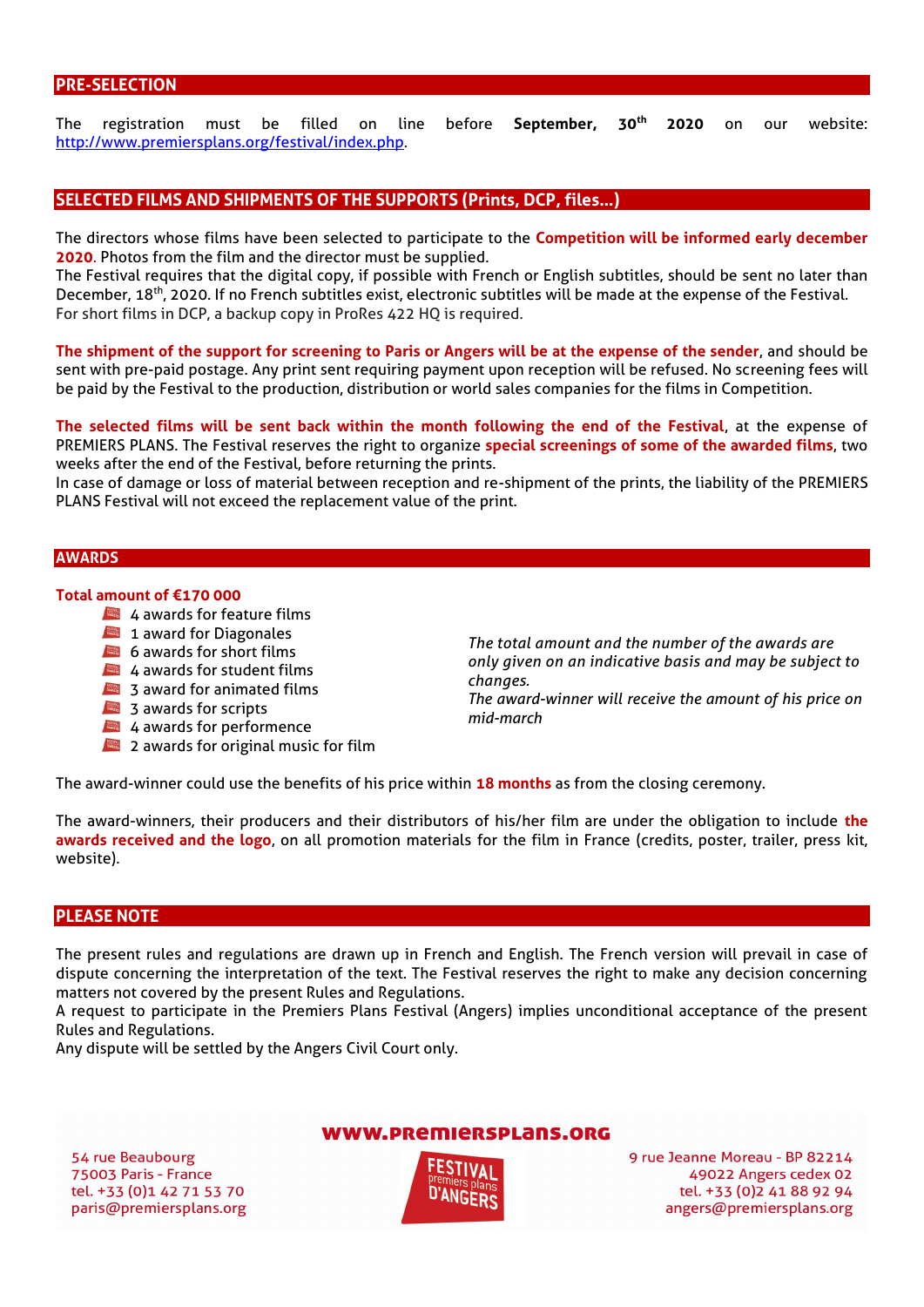## PRE-SELECTION

The registration must be filled on line before **September, 30th 2020** on our website: http://www.premiersplans.org/festival/index.php.

## SELECTED FILMS AND SHIPMENTS OF THE SUPPORTS (Prints, DCP, files…)

The directors whose films have been selected to participate to the **Competition will be informed early december 2020**. Photos from the film and the director must be supplied.
The Festival requires that the digital copy, if possible with French or English subtitles, should be sent no later than December, 18th, 2020. If no French subtitles exist, electronic subtitles will be made at the expense of the Festival.
For short films in DCP, a backup copy in ProRes 422 HQ is required.

**The shipment of the support for screening to Paris or Angers will be at the expense of the sender**, and should be sent with pre-paid postage. Any print sent requiring payment upon reception will be refused. No screening fees will be paid by the Festival to the production, distribution or world sales companies for the films in Competition.

**The selected films will be sent back within the month following the end of the Festival**, at the expense of PREMIERS PLANS. The Festival reserves the right to organize **special screenings of some of the awarded films**, two weeks after the end of the Festival, before returning the prints.
In case of damage or loss of material between reception and re-shipment of the prints, the liability of the PREMIERS PLANS Festival will not exceed the replacement value of the print.

## AWARDS

**Total amount of €170 000**

- 4 awards for feature films
- 1 award for Diagonales
- 6 awards for short films
- 4 awards for student films
- 3 award for animated films
- 3 awards for scripts
- 4 awards for performence
- 2 awards for original music for film

*The total amount and the number of the awards are only given on an indicative basis and may be subject to changes.*
*The award-winner will receive the amount of his price on mid-march*

The award-winner could use the benefits of his price within **18 months** as from the closing ceremony.

The award-winners, their producers and their distributors of his/her film are under the obligation to include **the awards received and the logo**, on all promotion materials for the film in France (credits, poster, trailer, press kit, website).

## PLEASE NOTE

The present rules and regulations are drawn up in French and English. The French version will prevail in case of dispute concerning the interpretation of the text. The Festival reserves the right to make any decision concerning matters not covered by the present Rules and Regulations.
A request to participate in the Premiers Plans Festival (Angers) implies unconditional acceptance of the present Rules and Regulations.
Any dispute will be settled by the Angers Civil Court only.

www.premiersplans.org

54 rue Beaubourg
75003 Paris - France
tel. +33 (0)1 42 71 53 70
paris@premiersplans.org

FESTIVAL premiers plans D'ANGERS

9 rue Jeanne Moreau - BP 82214
49022 Angers cedex 02
tel. +33 (0)2 41 88 92 94
angers@premiersplans.org